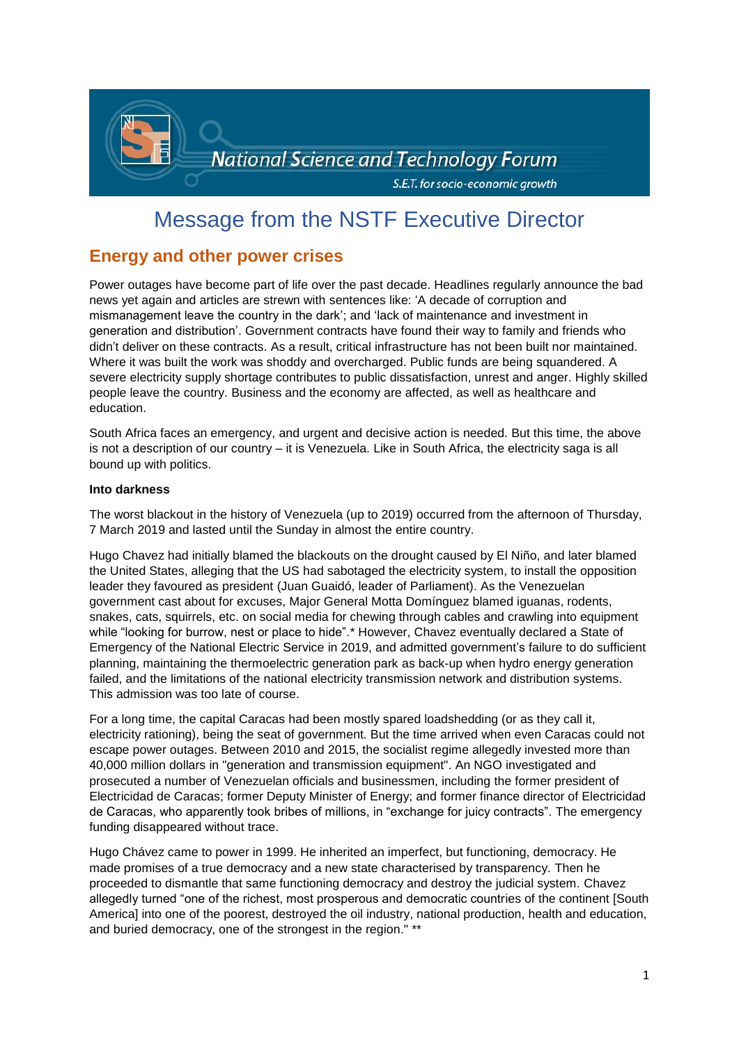National Science and Technology Forum

S.E.T. for socio-economic growth

# Message from the NSTF Executive Director

## Energy and other power crises

Power outages have become part of life over the past decade. Headlines regularly announce the bad news yet again and articles are strewn with sentences like: 'A decade of corruption and mismanagement leave the country in the dark'; and 'lack of maintenance and investment in generation and distribution'. Government contracts have found their way to family and friends who didn't deliver on these contracts. As a result, critical infrastructure has not been built nor maintained. Where it was built the work was shoddy and overcharged. Public funds are being squandered. A severe electricity supply shortage contributes to public dissatisfaction, unrest and anger. Highly skilled people leave the country. Business and the economy are affected, as well as healthcare and education.

South Africa faces an emergency, and urgent and decisive action is needed. But this time, the above is not a description of our country – it is Venezuela. Like in South Africa, the electricity saga is all bound up with politics.

**Into darkness**

The worst blackout in the history of Venezuela (up to 2019) occurred from the afternoon of Thursday, 7 March 2019 and lasted until the Sunday in almost the entire country.

Hugo Chavez had initially blamed the blackouts on the drought caused by El Niño, and later blamed the United States, alleging that the US had sabotaged the electricity system, to install the opposition leader they favoured as president (Juan Guaidó, leader of Parliament). As the Venezuelan government cast about for excuses, Major General Motta Domínguez blamed iguanas, rodents, snakes, cats, squirrels, etc. on social media for chewing through cables and crawling into equipment while "looking for burrow, nest or place to hide".* However, Chavez eventually declared a State of Emergency of the National Electric Service in 2019, and admitted government's failure to do sufficient planning, maintaining the thermoelectric generation park as back-up when hydro energy generation failed, and the limitations of the national electricity transmission network and distribution systems. This admission was too late of course.

For a long time, the capital Caracas had been mostly spared loadshedding (or as they call it, electricity rationing), being the seat of government. But the time arrived when even Caracas could not escape power outages. Between 2010 and 2015, the socialist regime allegedly invested more than 40,000 million dollars in "generation and transmission equipment". An NGO investigated and prosecuted a number of Venezuelan officials and businessmen, including the former president of Electricidad de Caracas; former Deputy Minister of Energy; and former finance director of Electricidad de Caracas, who apparently took bribes of millions, in "exchange for juicy contracts". The emergency funding disappeared without trace.

Hugo Chávez came to power in 1999. He inherited an imperfect, but functioning, democracy. He made promises of a true democracy and a new state characterised by transparency. Then he proceeded to dismantle that same functioning democracy and destroy the judicial system. Chavez allegedly turned "one of the richest, most prosperous and democratic countries of the continent [South America] into one of the poorest, destroyed the oil industry, national production, health and education, and buried democracy, one of the strongest in the region." **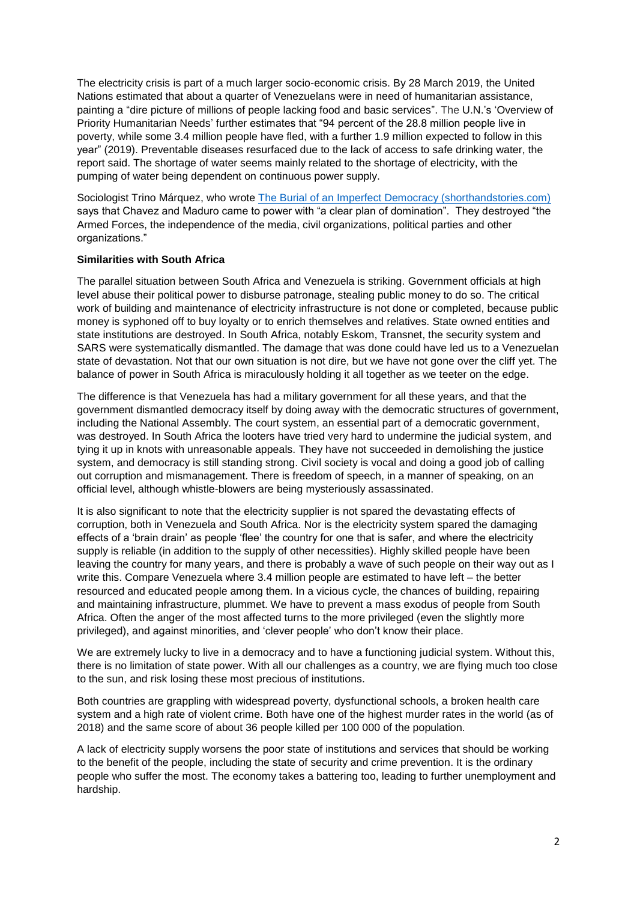The electricity crisis is part of a much larger socio-economic crisis. By 28 March 2019, the United Nations estimated that about a quarter of Venezuelans were in need of humanitarian assistance, painting a "dire picture of millions of people lacking food and basic services". The U.N.'s 'Overview of Priority Humanitarian Needs' further estimates that "94 percent of the 28.8 million people live in poverty, while some 3.4 million people have fled, with a further 1.9 million expected to follow in this year" (2019). Preventable diseases resurfaced due to the lack of access to safe drinking water, the report said. The shortage of water seems mainly related to the shortage of electricity, with the pumping of water being dependent on continuous power supply.

Sociologist Trino Márquez, who wrote [The Burial of an Imperfect Democracy (shorthandstories.com)](shorthandstories.com) says that Chavez and Maduro came to power with "a clear plan of domination". They destroyed "the Armed Forces, the independence of the media, civil organizations, political parties and other organizations."

**Similarities with South Africa**

The parallel situation between South Africa and Venezuela is striking. Government officials at high level abuse their political power to disburse patronage, stealing public money to do so. The critical work of building and maintenance of electricity infrastructure is not done or completed, because public money is syphoned off to buy loyalty or to enrich themselves and relatives. State owned entities and state institutions are destroyed. In South Africa, notably Eskom, Transnet, the security system and SARS were systematically dismantled. The damage that was done could have led us to a Venezuelan state of devastation. Not that our own situation is not dire, but we have not gone over the cliff yet. The balance of power in South Africa is miraculously holding it all together as we teeter on the edge.

The difference is that Venezuela has had a military government for all these years, and that the government dismantled democracy itself by doing away with the democratic structures of government, including the National Assembly. The court system, an essential part of a democratic government, was destroyed. In South Africa the looters have tried very hard to undermine the judicial system, and tying it up in knots with unreasonable appeals. They have not succeeded in demolishing the justice system, and democracy is still standing strong. Civil society is vocal and doing a good job of calling out corruption and mismanagement. There is freedom of speech, in a manner of speaking, on an official level, although whistle-blowers are being mysteriously assassinated.

It is also significant to note that the electricity supplier is not spared the devastating effects of corruption, both in Venezuela and South Africa. Nor is the electricity system spared the damaging effects of a 'brain drain' as people 'flee' the country for one that is safer, and where the electricity supply is reliable (in addition to the supply of other necessities). Highly skilled people have been leaving the country for many years, and there is probably a wave of such people on their way out as I write this. Compare Venezuela where 3.4 million people are estimated to have left – the better resourced and educated people among them. In a vicious cycle, the chances of building, repairing and maintaining infrastructure, plummet. We have to prevent a mass exodus of people from South Africa. Often the anger of the most affected turns to the more privileged (even the slightly more privileged), and against minorities, and 'clever people' who don't know their place.

We are extremely lucky to live in a democracy and to have a functioning judicial system. Without this, there is no limitation of state power. With all our challenges as a country, we are flying much too close to the sun, and risk losing these most precious of institutions.

Both countries are grappling with widespread poverty, dysfunctional schools, a broken health care system and a high rate of violent crime. Both have one of the highest murder rates in the world (as of 2018) and the same score of about 36 people killed per 100 000 of the population.

A lack of electricity supply worsens the poor state of institutions and services that should be working to the benefit of the people, including the state of security and crime prevention. It is the ordinary people who suffer the most. The economy takes a battering too, leading to further unemployment and hardship.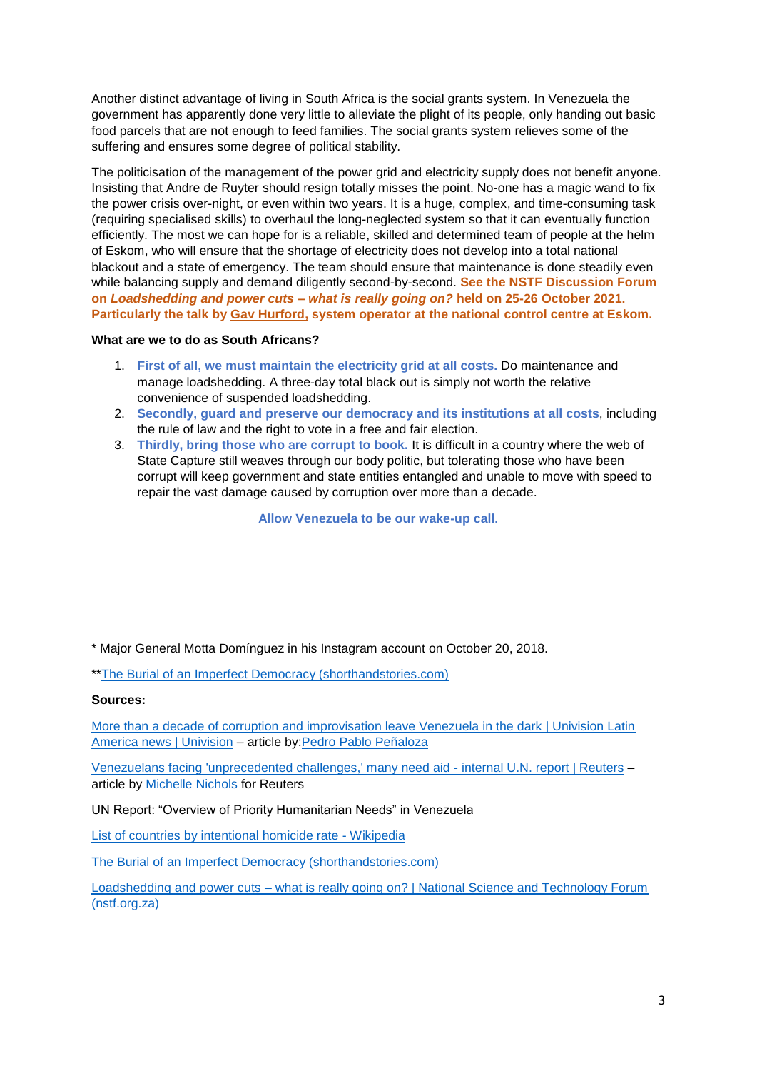Another distinct advantage of living in South Africa is the social grants system. In Venezuela the government has apparently done very little to alleviate the plight of its people, only handing out basic food parcels that are not enough to feed families. The social grants system relieves some of the suffering and ensures some degree of political stability.

The politicisation of the management of the power grid and electricity supply does not benefit anyone. Insisting that Andre de Ruyter should resign totally misses the point. No-one has a magic wand to fix the power crisis over-night, or even within two years. It is a huge, complex, and time-consuming task (requiring specialised skills) to overhaul the long-neglected system so that it can eventually function efficiently. The most we can hope for is a reliable, skilled and determined team of people at the helm of Eskom, who will ensure that the shortage of electricity does not develop into a total national blackout and a state of emergency. The team should ensure that maintenance is done steadily even while balancing supply and demand diligently second-by-second. **See the NSTF Discussion Forum on *Loadshedding and power cuts – what is really going on?* held on 25-26 October 2021. Particularly the talk by [Gav Hurford,]() system operator at the national control centre at Eskom.**

**What are we to do as South Africans?**

1. **First of all, we must maintain the electricity grid at all costs.** Do maintenance and manage loadshedding. A three-day total black out is simply not worth the relative convenience of suspended loadshedding.
2. **Secondly, guard and preserve our democracy and its institutions at all costs**, including the rule of law and the right to vote in a free and fair election.
3. **Thirdly, bring those who are corrupt to book.** It is difficult in a country where the web of State Capture still weaves through our body politic, but tolerating those who have been corrupt will keep government and state entities entangled and unable to move with speed to repair the vast damage caused by corruption over more than a decade.

**Allow Venezuela to be our wake-up call.**

* Major General Motta Domínguez in his Instagram account on October 20, 2018.

**[The Burial of an Imperfect Democracy (shorthandstories.com)]()

**Sources:**

[More than a decade of corruption and improvisation leave Venezuela in the dark | Univision Latin America news | Univision]() – article by:[Pedro Pablo Peñaloza]()

[Venezuelans facing 'unprecedented challenges,' many need aid - internal U.N. report | Reuters]() – article by [Michelle Nichols]() for Reuters

UN Report: "Overview of Priority Humanitarian Needs" in Venezuela

[List of countries by intentional homicide rate - Wikipedia]()

[The Burial of an Imperfect Democracy (shorthandstories.com)]()

[Loadshedding and power cuts – what is really going on? | National Science and Technology Forum (nstf.org.za)]()